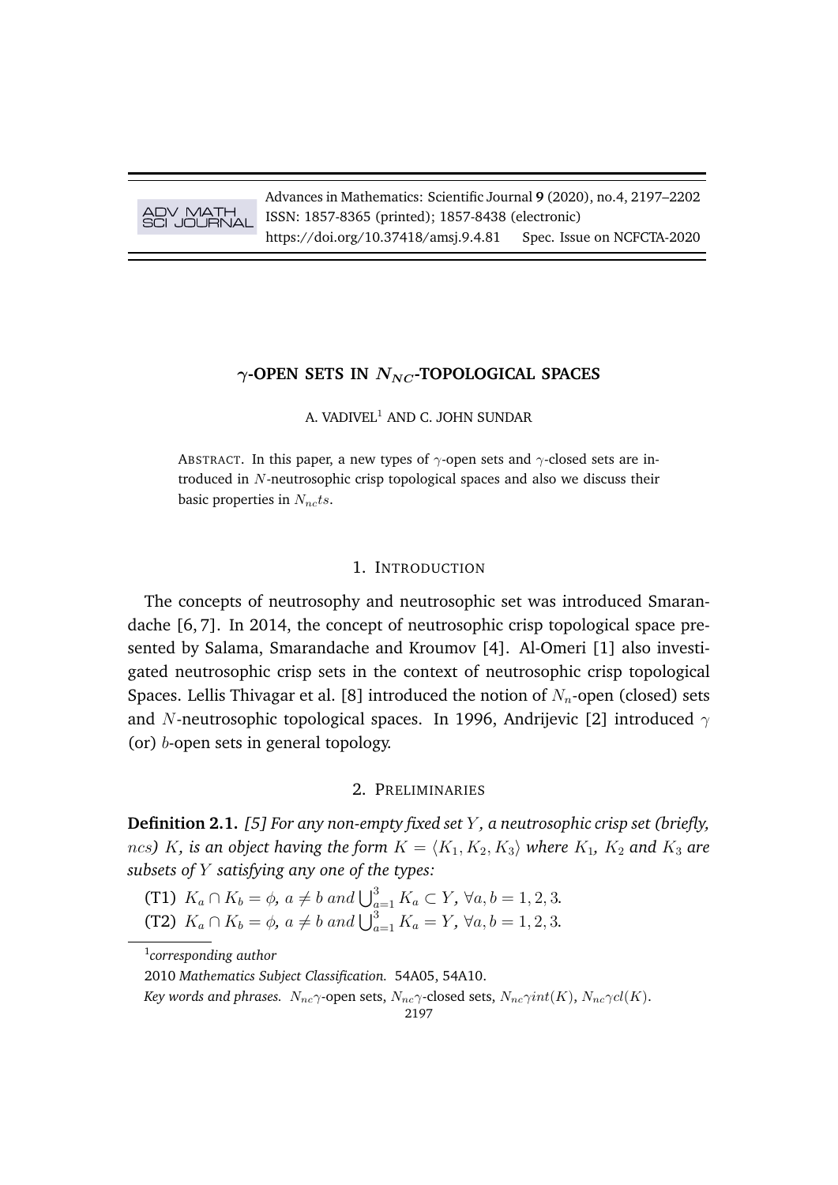# $\gamma$-OPEN SETS IN $N_{NC}$-TOPOLOGICAL SPACES

A. VADIVEL[1] AND C. JOHN SUNDAR

ABSTRACT. In this paper, a new types of $\gamma$-open sets and $\gamma$-closed sets are introduced in $N$-neutrosophic crisp topological spaces and also we discuss their basic properties in $N_{nc}ts$.

## 1. INTRODUCTION

The concepts of neutrosophy and neutrosophic set was introduced Smarandache [6, 7]. In 2014, the concept of neutrosophic crisp topological space presented by Salama, Smarandache and Kroumov [4]. Al-Omeri [1] also investigated neutrosophic crisp sets in the context of neutrosophic crisp topological Spaces. Lellis Thivagar et al. [8] introduced the notion of $N_n$-open (closed) sets and $N$-neutrosophic topological spaces. In 1996, Andrijevic [2] introduced $\gamma$ (or) $b$-open sets in general topology.

## 2. PRELIMINARIES

**Definition 2.1.** *[5] For any non-empty fixed set $Y$, a neutrosophic crisp set (briefly, $ncs$) $K$, is an object having the form $K = \langle K_1, K_2, K_3 \rangle$ where $K_1$, $K_2$ and $K_3$ are subsets of $Y$ satisfying any one of the types:*

(T1) $K_a \cap K_b = \phi$, $a \neq b$ *and* $\bigcup_{a=1}^{3} K_a \subset Y$, $\forall a, b = 1, 2, 3$.

(T2) $K_a \cap K_b = \phi$, $a \neq b$ *and* $\bigcup_{a=1}^{3} K_a = Y$, $\forall a, b = 1, 2, 3$.

[1] *corresponding author*

2010 *Mathematics Subject Classification.* 54A05, 54A10.

*Key words and phrases.* $N_{nc}\gamma$-open sets, $N_{nc}\gamma$-closed sets, $N_{nc}\gamma int(K)$, $N_{nc}\gamma cl(K)$.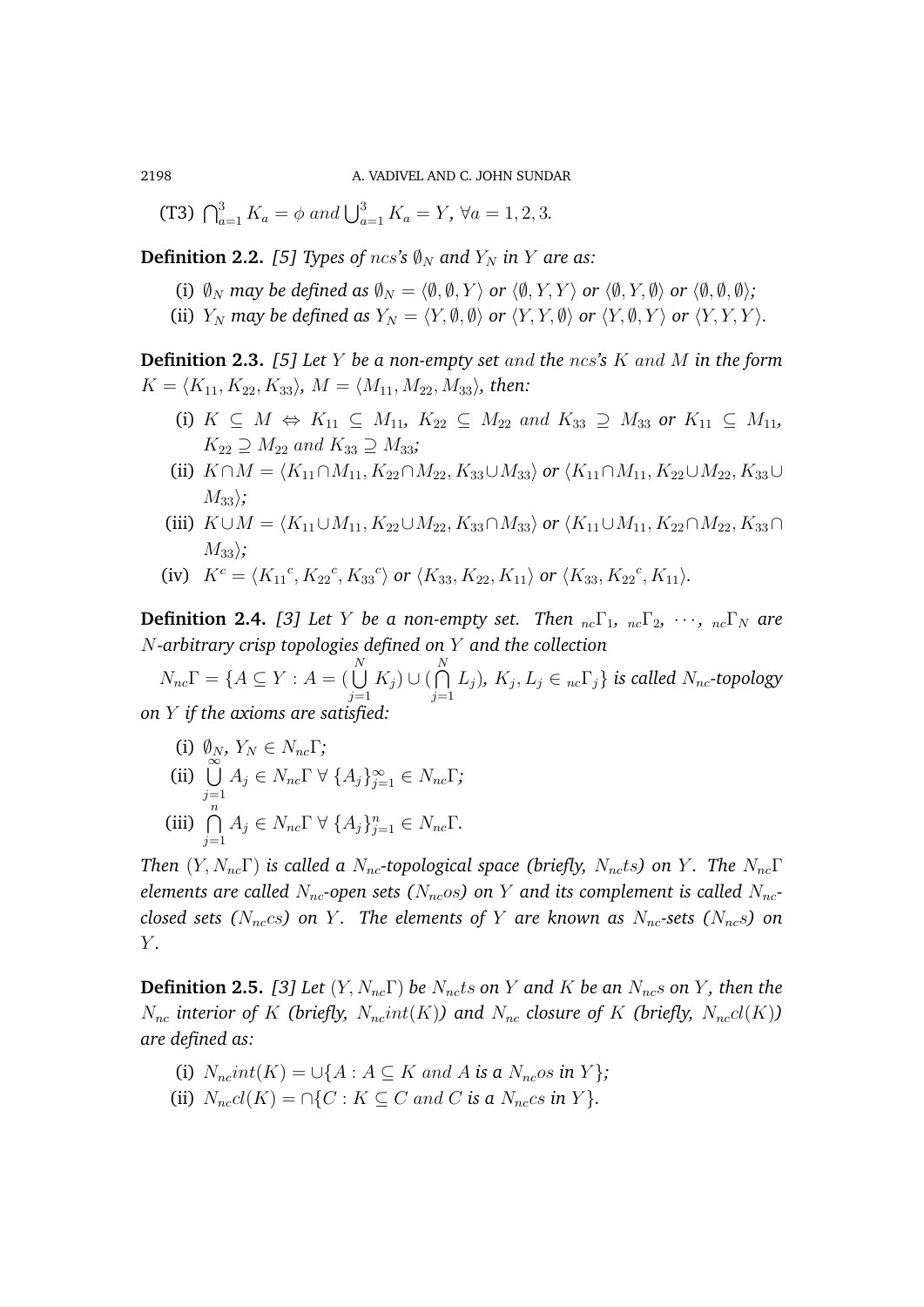(T3) $\bigcap_{a=1}^{3} K_a = \phi \; and \bigcup_{a=1}^{3} K_a = Y$, $\forall a = 1, 2, 3.$

**Definition 2.2.** *[5] Types of $ncs$'s $\emptyset_N$ and $Y_N$ in $Y$ are as:*

(i) *$\emptyset_N$ may be defined as $\emptyset_N = \langle \emptyset, \emptyset, Y \rangle$ or $\langle \emptyset, Y, Y \rangle$ or $\langle \emptyset, Y, \emptyset \rangle$ or $\langle \emptyset, \emptyset, \emptyset \rangle$;*

(ii) *$Y_N$ may be defined as $Y_N = \langle Y, \emptyset, \emptyset \rangle$ or $\langle Y, Y, \emptyset \rangle$ or $\langle Y, \emptyset, Y \rangle$ or $\langle Y, Y, Y \rangle$.*

**Definition 2.3.** *[5] Let $Y$ be a non-empty set $and$ the $ncs$'s $K$ $and$ $M$ in the form $K = \langle K_{11}, K_{22}, K_{33} \rangle$, $M = \langle M_{11}, M_{22}, M_{33} \rangle$, then:*

(i) *$K \subseteq M \Leftrightarrow K_{11} \subseteq M_{11}$, $K_{22} \subseteq M_{22}$ $and$ $K_{33} \supseteq M_{33}$ or $K_{11} \subseteq M_{11}$, $K_{22} \supseteq M_{22}$ $and$ $K_{33} \supseteq M_{33}$;*

(ii) *$K \cap M = \langle K_{11} \cap M_{11}, K_{22} \cap M_{22}, K_{33} \cup M_{33} \rangle$ or $\langle K_{11} \cap M_{11}, K_{22} \cup M_{22}, K_{33} \cup M_{33} \rangle$;*

(iii) *$K \cup M = \langle K_{11} \cup M_{11}, K_{22} \cup M_{22}, K_{33} \cap M_{33} \rangle$ or $\langle K_{11} \cup M_{11}, K_{22} \cap M_{22}, K_{33} \cap M_{33} \rangle$;*

(iv) *$K^c = \langle {K_{11}}^c, {K_{22}}^c, {K_{33}}^c \rangle$ or $\langle K_{33}, K_{22}, K_{11} \rangle$ or $\langle K_{33}, {K_{22}}^c, K_{11} \rangle$.*

**Definition 2.4.** *[3] Let $Y$ be a non-empty set. Then ${}_{nc}\Gamma_1$, ${}_{nc}\Gamma_2$, $\cdots$, ${}_{nc}\Gamma_N$ are $N$-arbitrary crisp topologies defined on $Y$ and the collection*

*$N_{nc}\Gamma = \{A \subseteq Y : A = (\bigcup_{j=1}^{N} K_j) \cup (\bigcap_{j=1}^{N} L_j),\; K_j, L_j \in {}_{nc}\Gamma_j\}$ is called $N_{nc}$-topology on $Y$ if the axioms are satisfied:*

(i) *$\emptyset_N$, $Y_N \in N_{nc}\Gamma$;*

(ii) *$\bigcup_{j=1}^{\infty} A_j \in N_{nc}\Gamma \; \forall \; \{A_j\}_{j=1}^{\infty} \in N_{nc}\Gamma$;*

(iii) *$\bigcap_{j=1}^{n} A_j \in N_{nc}\Gamma \; \forall \; \{A_j\}_{j=1}^{n} \in N_{nc}\Gamma$.*

*Then $(Y, N_{nc}\Gamma)$ is called a $N_{nc}$-topological space (briefly, $N_{nc}ts$) on $Y$. The $N_{nc}\Gamma$ elements are called $N_{nc}$-open sets ($N_{nc}os$) on $Y$ and its complement is called $N_{nc}$-closed sets ($N_{nc}cs$) on $Y$. The elements of $Y$ are known as $N_{nc}$-sets ($N_{nc}s$) on $Y$.*

**Definition 2.5.** *[3] Let $(Y, N_{nc}\Gamma)$ be $N_{nc}ts$ on $Y$ and $K$ be an $N_{nc}s$ on $Y$, then the $N_{nc}$ interior of $K$ (briefly, $N_{nc}int(K)$) and $N_{nc}$ closure of $K$ (briefly, $N_{nc}cl(K)$) are defined as:*

(i) *$N_{nc}int(K) = \cup\{A : A \subseteq K \; and \; A$ is a $N_{nc}os$ in $Y\}$;*

(ii) *$N_{nc}cl(K) = \cap\{C : K \subseteq C \; and \; C$ is a $N_{nc}cs$ in $Y\}$.*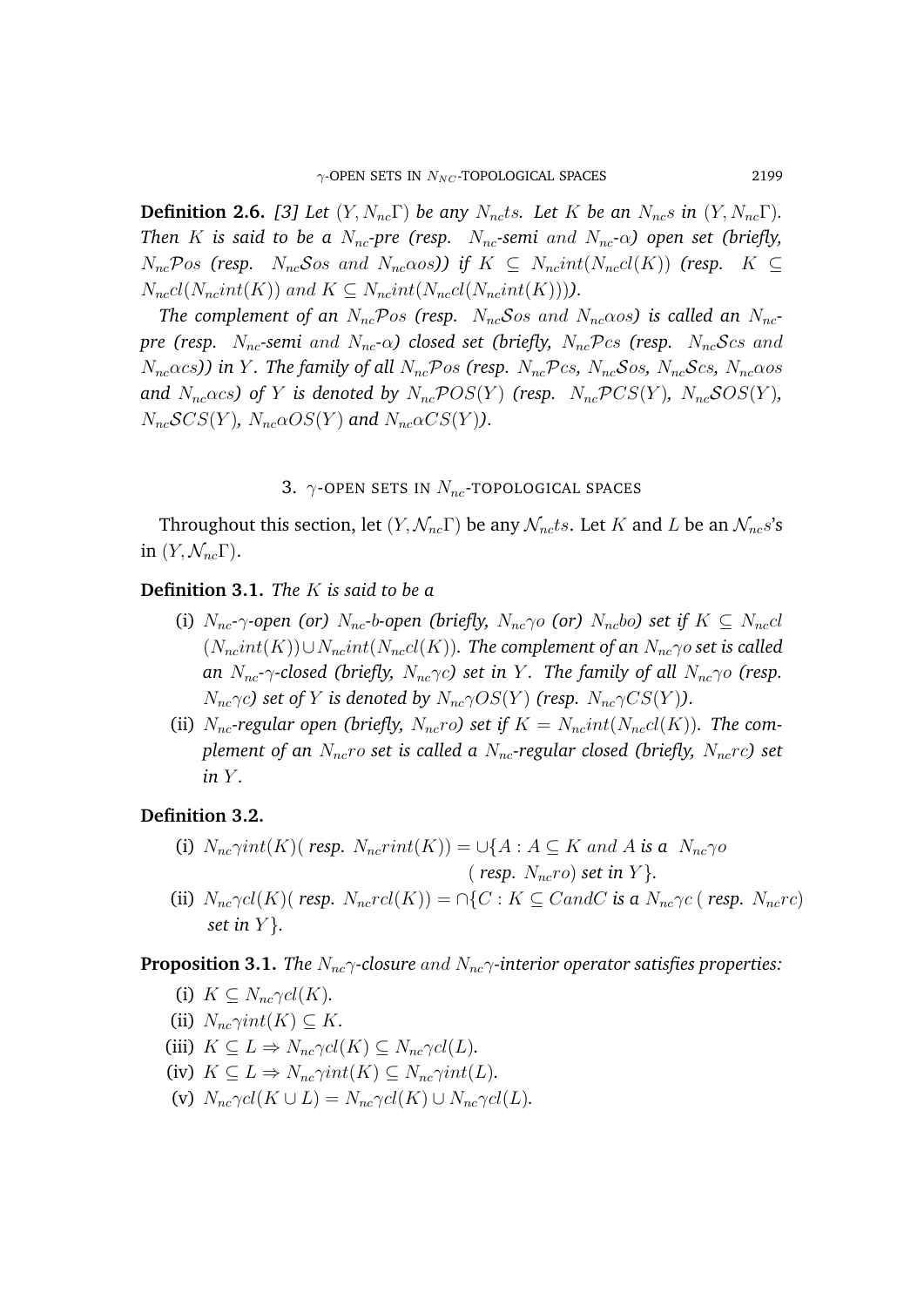**Definition 2.6.** *[3] Let $(Y, N_{nc}\Gamma)$ be any $N_{nc}ts$. Let $K$ be an $N_{nc}s$ in $(Y, N_{nc}\Gamma)$. Then $K$ is said to be a $N_{nc}$-pre (resp. $N_{nc}$-semi and $N_{nc}$-$\alpha$) open set (briefly, $N_{nc}\mathcal{P}os$ (resp. $N_{nc}\mathcal{S}os$ and $N_{nc}\alpha os$)) if $K \subseteq N_{nc}int(N_{nc}cl(K))$ (resp. $K \subseteq N_{nc}cl(N_{nc}int(K))$ and $K \subseteq N_{nc}int(N_{nc}cl(N_{nc}int(K)))$).*

*The complement of an $N_{nc}\mathcal{P}os$ (resp. $N_{nc}\mathcal{S}os$ and $N_{nc}\alpha os$) is called an $N_{nc}$-pre (resp. $N_{nc}$-semi and $N_{nc}$-$\alpha$) closed set (briefly, $N_{nc}\mathcal{P}cs$ (resp. $N_{nc}\mathcal{S}cs$ and $N_{nc}\alpha cs$)) in $Y$. The family of all $N_{nc}\mathcal{P}os$ (resp. $N_{nc}\mathcal{P}cs$, $N_{nc}\mathcal{S}os$, $N_{nc}\mathcal{S}cs$, $N_{nc}\alpha os$ and $N_{nc}\alpha cs$) of $Y$ is denoted by $N_{nc}\mathcal{P}OS(Y)$ (resp. $N_{nc}\mathcal{P}CS(Y)$, $N_{nc}\mathcal{S}OS(Y)$, $N_{nc}\mathcal{S}CS(Y)$, $N_{nc}\alpha OS(Y)$ and $N_{nc}\alpha CS(Y)$).*

## 3. $\gamma$-OPEN SETS IN $N_{nc}$-TOPOLOGICAL SPACES

Throughout this section, let $(Y, \mathcal{N}_{nc}\Gamma)$ be any $\mathcal{N}_{nc}ts$. Let $K$ and $L$ be an $\mathcal{N}_{nc}s$'s in $(Y, \mathcal{N}_{nc}\Gamma)$.

**Definition 3.1.** *The $K$ is said to be a*

(i) *$N_{nc}$-$\gamma$-open (or) $N_{nc}$-b-open (briefly, $N_{nc}\gamma o$ (or) $N_{nc}bo$) set if $K \subseteq N_{nc}cl(N_{nc}int(K)) \cup N_{nc}int(N_{nc}cl(K))$. The complement of an $N_{nc}\gamma o$ set is called an $N_{nc}$-$\gamma$-closed (briefly, $N_{nc}\gamma c$) set in $Y$. The family of all $N_{nc}\gamma o$ (resp. $N_{nc}\gamma c$) set of $Y$ is denoted by $N_{nc}\gamma OS(Y)$ (resp. $N_{nc}\gamma CS(Y)$).*

(ii) *$N_{nc}$-regular open (briefly, $N_{nc}ro$) set if $K = N_{nc}int(N_{nc}cl(K))$. The complement of an $N_{nc}ro$ set is called a $N_{nc}$-regular closed (briefly, $N_{nc}rc$) set in $Y$.*

**Definition 3.2.**

(i) $N_{nc}\gamma int(K)$( *resp.* $N_{nc}rint(K)) = \cup\{A : A \subseteq K$ *and $A$ is a* $N_{nc}\gamma o$ ( *resp.* $N_{nc}ro$) *set in* $Y\}$.

(ii) $N_{nc}\gamma cl(K)$( *resp.* $N_{nc}rcl(K)) = \cap\{C : K \subseteq C andC$ *is a* $N_{nc}\gamma c$ ( *resp.* $N_{nc}rc$) *set in* $Y\}$.

**Proposition 3.1.** *The $N_{nc}\gamma$-closure and $N_{nc}\gamma$-interior operator satisfies properties:*

(i) $K \subseteq N_{nc}\gamma cl(K)$.

(ii) $N_{nc}\gamma int(K) \subseteq K$.

(iii) $K \subseteq L \Rightarrow N_{nc}\gamma cl(K) \subseteq N_{nc}\gamma cl(L)$.

(iv) $K \subseteq L \Rightarrow N_{nc}\gamma int(K) \subseteq N_{nc}\gamma int(L)$.

(v) $N_{nc}\gamma cl(K \cup L) = N_{nc}\gamma cl(K) \cup N_{nc}\gamma cl(L)$.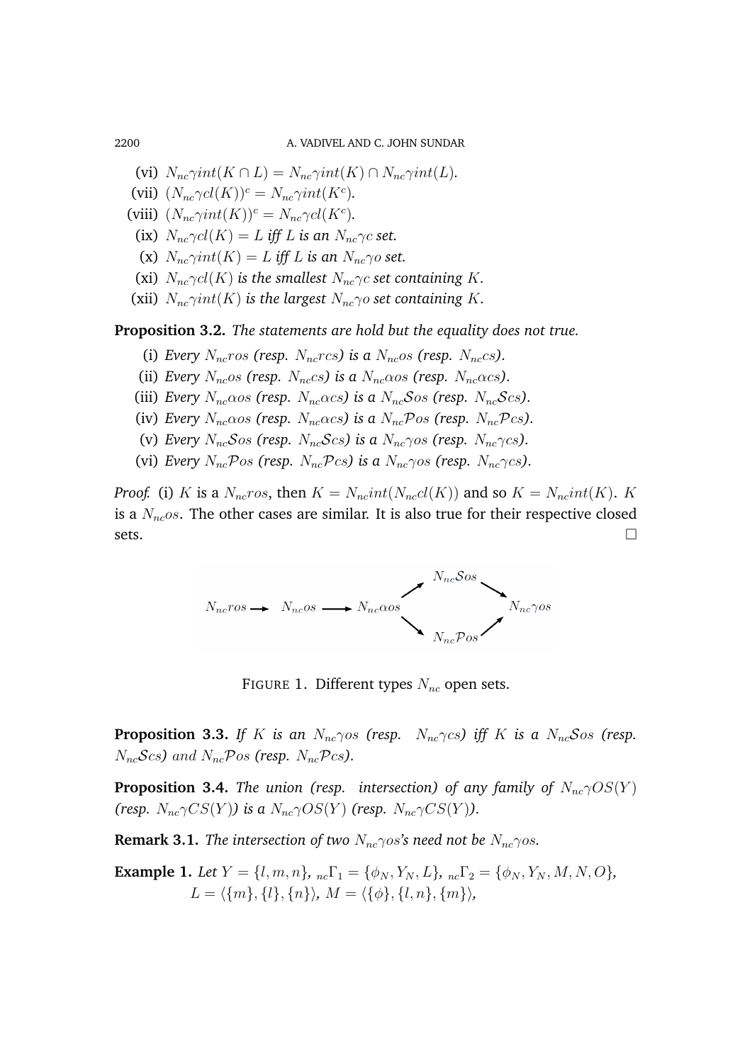(vi) $N_{nc}\gamma int(K \cap L) = N_{nc}\gamma int(K) \cap N_{nc}\gamma int(L)$.

(vii) $(N_{nc}\gamma cl(K))^c = N_{nc}\gamma int(K^c)$.

(viii) $(N_{nc}\gamma int(K))^c = N_{nc}\gamma cl(K^c)$.

(ix) $N_{nc}\gamma cl(K) = L$ *iff* $L$ *is an* $N_{nc}\gamma c$ *set.*

(x) $N_{nc}\gamma int(K) = L$ *iff* $L$ *is an* $N_{nc}\gamma o$ *set.*

(xi) $N_{nc}\gamma cl(K)$ *is the smallest* $N_{nc}\gamma c$ *set containing* $K$.

(xii) $N_{nc}\gamma int(K)$ *is the largest* $N_{nc}\gamma o$ *set containing* $K$.

**Proposition 3.2.** *The statements are hold but the equality does not true.*

(i) *Every* $N_{nc}ros$ *(resp.* $N_{nc}rcs$*) is a* $N_{nc}os$ *(resp.* $N_{nc}cs$*).*

(ii) *Every* $N_{nc}os$ *(resp.* $N_{nc}cs$*) is a* $N_{nc}\alpha os$ *(resp.* $N_{nc}\alpha cs$*).*

(iii) *Every* $N_{nc}\alpha os$ *(resp.* $N_{nc}\alpha cs$*) is a* $N_{nc}\mathcal{S}os$ *(resp.* $N_{nc}\mathcal{S}cs$*).*

(iv) *Every* $N_{nc}\alpha os$ *(resp.* $N_{nc}\alpha cs$*) is a* $N_{nc}\mathcal{P}os$ *(resp.* $N_{nc}\mathcal{P}cs$*).*

(v) *Every* $N_{nc}\mathcal{S}os$ *(resp.* $N_{nc}\mathcal{S}cs$*) is a* $N_{nc}\gamma os$ *(resp.* $N_{nc}\gamma cs$*).*

(vi) *Every* $N_{nc}\mathcal{P}os$ *(resp.* $N_{nc}\mathcal{P}cs$*) is a* $N_{nc}\gamma os$ *(resp.* $N_{nc}\gamma cs$*).*

*Proof.* (i) $K$ is a $N_{nc}ros$, then $K = N_{nc}int(N_{nc}cl(K))$ and so $K = N_{nc}int(K)$. $K$ is a $N_{nc}os$. The other cases are similar. It is also true for their respective closed sets. □

$N_{nc}ros$ → $N_{nc}os$ → $N_{nc}\alpha os$ → $N_{nc}\mathcal{S}os$ → $N_{nc}\gamma os$

$N_{nc}\alpha os$ → $N_{nc}\mathcal{P}os$ → $N_{nc}\gamma os$

FIGURE 1. Different types $N_{nc}$ open sets.

**Proposition 3.3.** *If* $K$ *is an* $N_{nc}\gamma os$ *(resp.* $N_{nc}\gamma cs$*) iff* $K$ *is a* $N_{nc}\mathcal{S}os$ *(resp.* $N_{nc}\mathcal{S}cs$*) and* $N_{nc}\mathcal{P}os$ *(resp.* $N_{nc}\mathcal{P}cs$*).*

**Proposition 3.4.** *The union (resp. intersection) of any family of* $N_{nc}\gamma OS(Y)$ *(resp.* $N_{nc}\gamma CS(Y)$*) is a* $N_{nc}\gamma OS(Y)$ *(resp.* $N_{nc}\gamma CS(Y)$*).*

**Remark 3.1.** *The intersection of two* $N_{nc}\gamma os$*'s need not be* $N_{nc}\gamma os$.

**Example 1.** *Let* $Y = \{l, m, n\}$, ${}_{nc}\Gamma_1 = \{\phi_N, Y_N, L\}$, ${}_{nc}\Gamma_2 = \{\phi_N, Y_N, M, N, O\}$, $L = \langle\{m\}, \{l\}, \{n\}\rangle$, $M = \langle\{\phi\}, \{l, n\}, \{m\}\rangle$,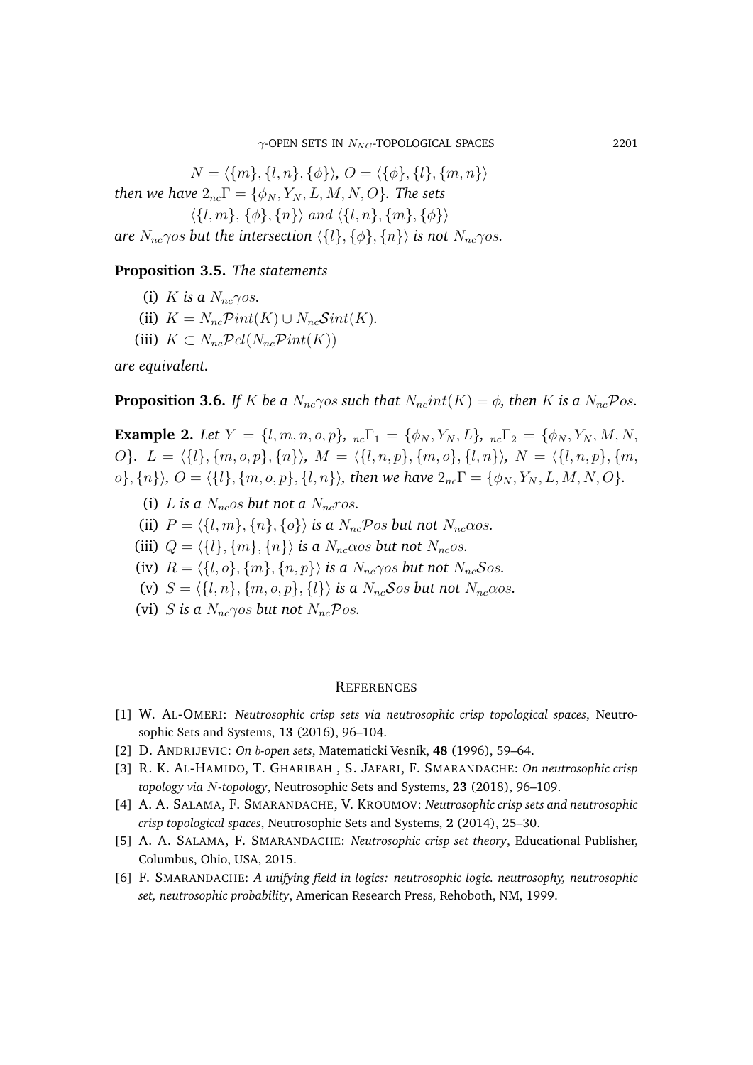$$N = \langle \{m\}, \{l, n\}, \{\phi\} \rangle, \; O = \langle \{\phi\}, \{l\}, \{m, n\} \rangle$$

*then we have* $2_{nc}\Gamma = \{\phi_N, Y_N, L, M, N, O\}$. *The sets*

$$\langle \{l, m\}, \{\phi\}, \{n\} \rangle \; and \; \langle \{l, n\}, \{m\}, \{\phi\} \rangle$$

*are* $N_{nc}\gamma os$ *but the intersection* $\langle \{l\}, \{\phi\}, \{n\} \rangle$ *is not* $N_{nc}\gamma os$.

**Proposition 3.5.** *The statements*

(i) $K$ *is a* $N_{nc}\gamma os$.

(ii) $K = N_{nc}\mathcal{P}int(K) \cup N_{nc}\mathcal{S}int(K)$.

(iii) $K \subset N_{nc}\mathcal{P}cl(N_{nc}\mathcal{P}int(K))$

*are equivalent.*

**Proposition 3.6.** *If* $K$ *be a* $N_{nc}\gamma os$ *such that* $N_{nc}int(K) = \phi$, *then* $K$ *is a* $N_{nc}\mathcal{P}os$.

**Example 2.** *Let* $Y = \{l, m, n, o, p\}$, ${}_{nc}\Gamma_1 = \{\phi_N, Y_N, L\}$, ${}_{nc}\Gamma_2 = \{\phi_N, Y_N, M, N, O\}$. $L = \langle \{l\}, \{m, o, p\}, \{n\} \rangle$, $M = \langle \{l, n, p\}, \{m, o\}, \{l, n\} \rangle$, $N = \langle \{l, n, p\}, \{m, o\}, \{n\} \rangle$, $O = \langle \{l\}, \{m, o, p\}, \{l, n\} \rangle$, *then we have* $2_{nc}\Gamma = \{\phi_N, Y_N, L, M, N, O\}$.

(i) $L$ *is a* $N_{nc}os$ *but not a* $N_{nc}ros$.

(ii) $P = \langle \{l, m\}, \{n\}, \{o\} \rangle$ *is a* $N_{nc}\mathcal{P}os$ *but not* $N_{nc}\alpha os$.

(iii) $Q = \langle \{l\}, \{m\}, \{n\} \rangle$ *is a* $N_{nc}\alpha os$ *but not* $N_{nc}os$.

(iv) $R = \langle \{l, o\}, \{m\}, \{n, p\} \rangle$ *is a* $N_{nc}\gamma os$ *but not* $N_{nc}\mathcal{S}os$.

(v) $S = \langle \{l, n\}, \{m, o, p\}, \{l\} \rangle$ *is a* $N_{nc}\mathcal{S}os$ *but not* $N_{nc}\alpha os$.

(vi) $S$ *is a* $N_{nc}\gamma os$ *but not* $N_{nc}\mathcal{P}os$.

## References

[1] W. Al-Omeri: *Neutrosophic crisp sets via neutrosophic crisp topological spaces*, Neutrosophic Sets and Systems, **13** (2016), 96–104.

[2] D. Andrijevic: *On b-open sets*, Matematicki Vesnik, **48** (1996), 59–64.

[3] R. K. Al-Hamido, T. Gharibah , S. Jafari, F. Smarandache: *On neutrosophic crisp topology via $N$-topology*, Neutrosophic Sets and Systems, **23** (2018), 96–109.

[4] A. A. Salama, F. Smarandache, V. Kroumov: *Neutrosophic crisp sets and neutrosophic crisp topological spaces*, Neutrosophic Sets and Systems, **2** (2014), 25–30.

[5] A. A. Salama, F. Smarandache: *Neutrosophic crisp set theory*, Educational Publisher, Columbus, Ohio, USA, 2015.

[6] F. Smarandache: *A unifying field in logics: neutrosophic logic. neutrosophy, neutrosophic set, neutrosophic probability*, American Research Press, Rehoboth, NM, 1999.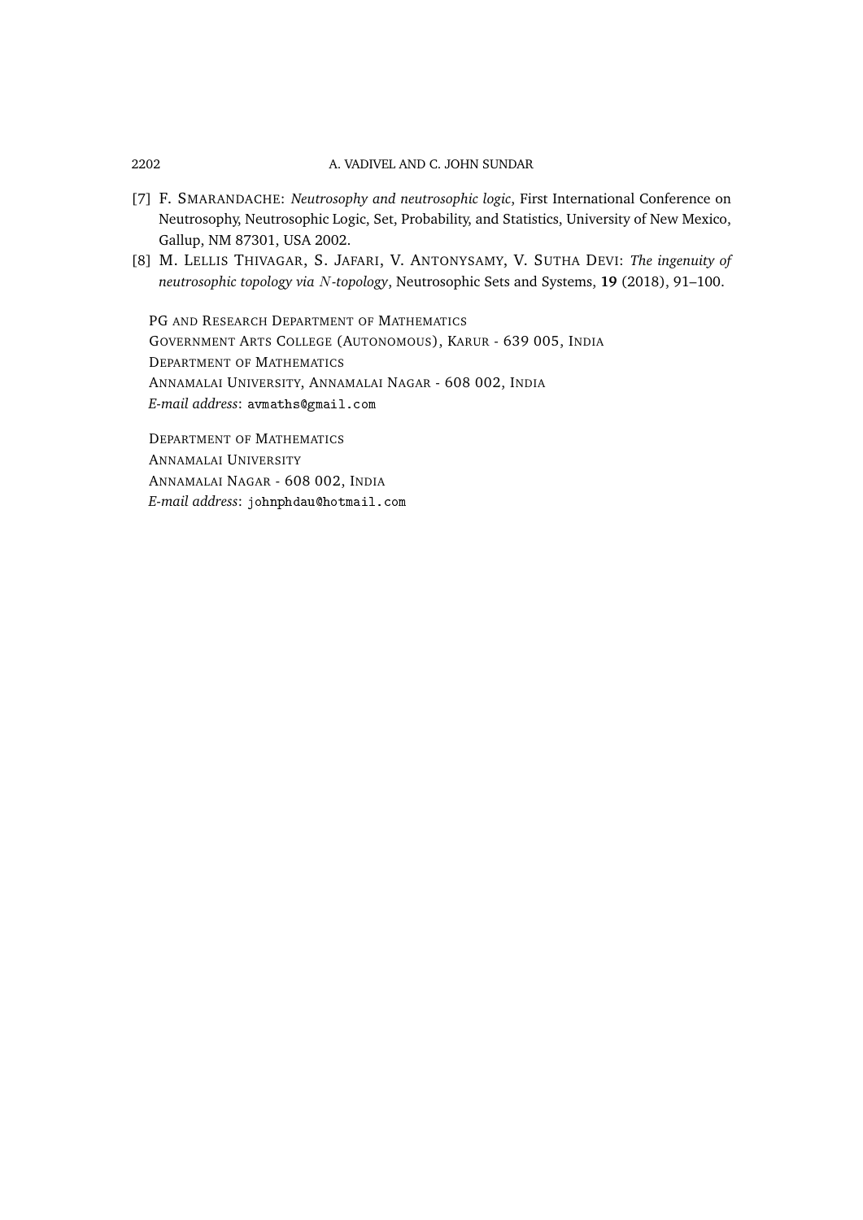[7] F. SMARANDACHE: *Neutrosophy and neutrosophic logic*, First International Conference on Neutrosophy, Neutrosophic Logic, Set, Probability, and Statistics, University of New Mexico, Gallup, NM 87301, USA 2002.

[8] M. LELLIS THIVAGAR, S. JAFARI, V. ANTONYSAMY, V. SUTHA DEVI: *The ingenuity of neutrosophic topology via $N$-topology*, Neutrosophic Sets and Systems, **19** (2018), 91–100.

PG AND RESEARCH DEPARTMENT OF MATHEMATICS
GOVERNMENT ARTS COLLEGE (AUTONOMOUS), KARUR - 639 005, INDIA
DEPARTMENT OF MATHEMATICS
ANNAMALAI UNIVERSITY, ANNAMALAI NAGAR - 608 002, INDIA
*E-mail address*: avmaths@gmail.com

DEPARTMENT OF MATHEMATICS
ANNAMALAI UNIVERSITY
ANNAMALAI NAGAR - 608 002, INDIA
*E-mail address*: johnphdau@hotmail.com